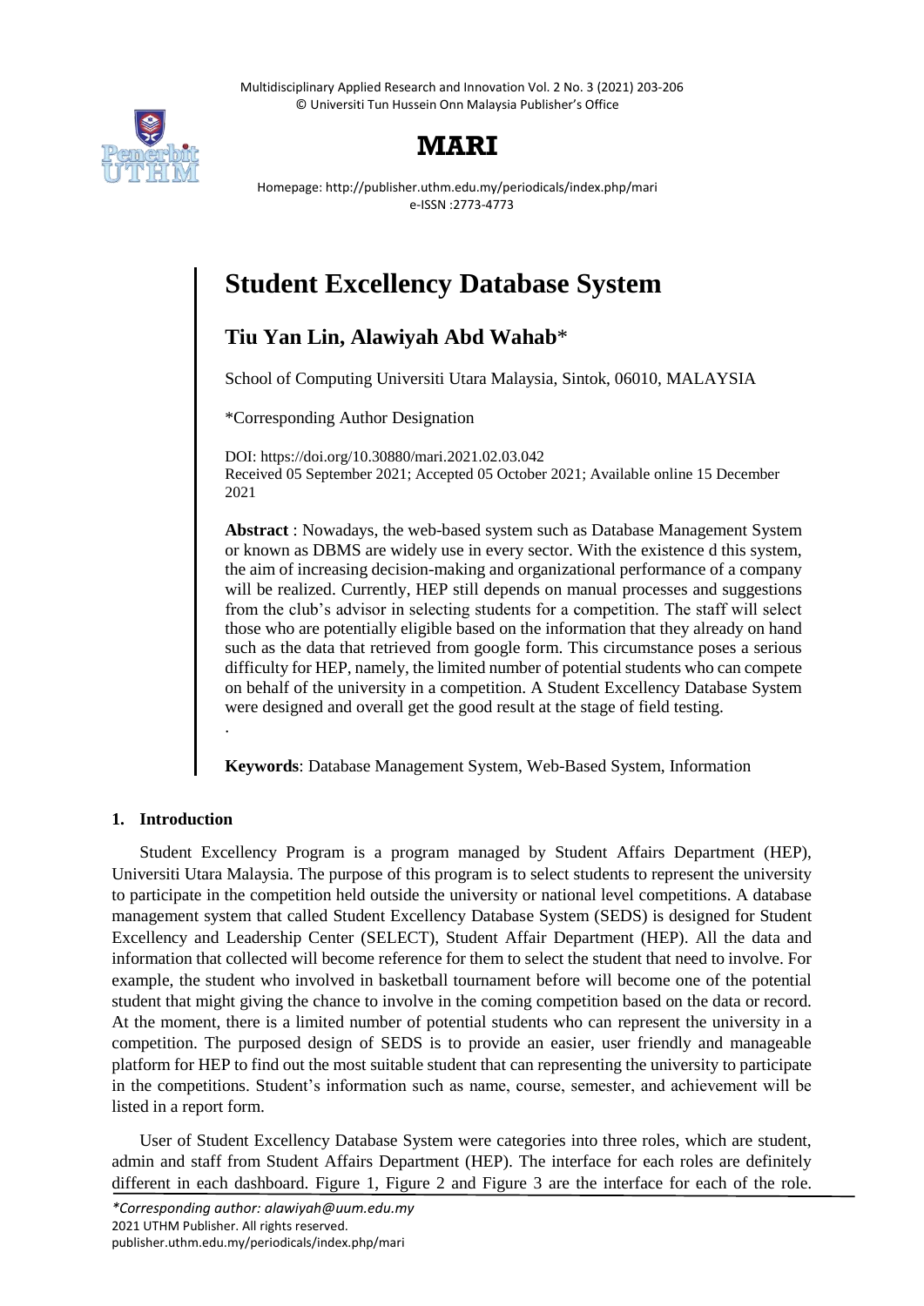# Student Excellency Database System

## Tiu Yan Lin, Alawiyah Abd Wahab*

School of Computing Universiti Utara Malaysia, Sintok, 06010, MALAYSIA

*Corresponding Author Designation

DOI: https://doi.org/10.30880/mari.2021.02.03.042
Received 05 September 2021; Accepted 05 October 2021; Available online 15 December 2021

**Abstract** : Nowadays, the web-based system such as Database Management System or known as DBMS are widely use in every sector. With the existence d this system, the aim of increasing decision-making and organizational performance of a company will be realized. Currently, HEP still depends on manual processes and suggestions from the club's advisor in selecting students for a competition. The staff will select those who are potentially eligible based on the information that they already on hand such as the data that retrieved from google form. This circumstance poses a serious difficulty for HEP, namely, the limited number of potential students who can compete on behalf of the university in a competition. A Student Excellency Database System were designed and overall get the good result at the stage of field testing.

.

**Keywords**: Database Management System, Web-Based System, Information

### 1. Introduction

Student Excellency Program is a program managed by Student Affairs Department (HEP), Universiti Utara Malaysia. The purpose of this program is to select students to represent the university to participate in the competition held outside the university or national level competitions. A database management system that called Student Excellency Database System (SEDS) is designed for Student Excellency and Leadership Center (SELECT), Student Affair Department (HEP). All the data and information that collected will become reference for them to select the student that need to involve. For example, the student who involved in basketball tournament before will become one of the potential student that might giving the chance to involve in the coming competition based on the data or record. At the moment, there is a limited number of potential students who can represent the university in a competition. The purposed design of SEDS is to provide an easier, user friendly and manageable platform for HEP to find out the most suitable student that can representing the university to participate in the competitions. Student's information such as name, course, semester, and achievement will be listed in a report form.

User of Student Excellency Database System were categories into three roles, which are student, admin and staff from Student Affairs Department (HEP). The interface for each roles are definitely different in each dashboard. Figure 1, Figure 2 and Figure 3 are the interface for each of the role.

*\*Corresponding author: alawiyah@uum.edu.my*
2021 UTHM Publisher. All rights reserved.
publisher.uthm.edu.my/periodicals/index.php/mari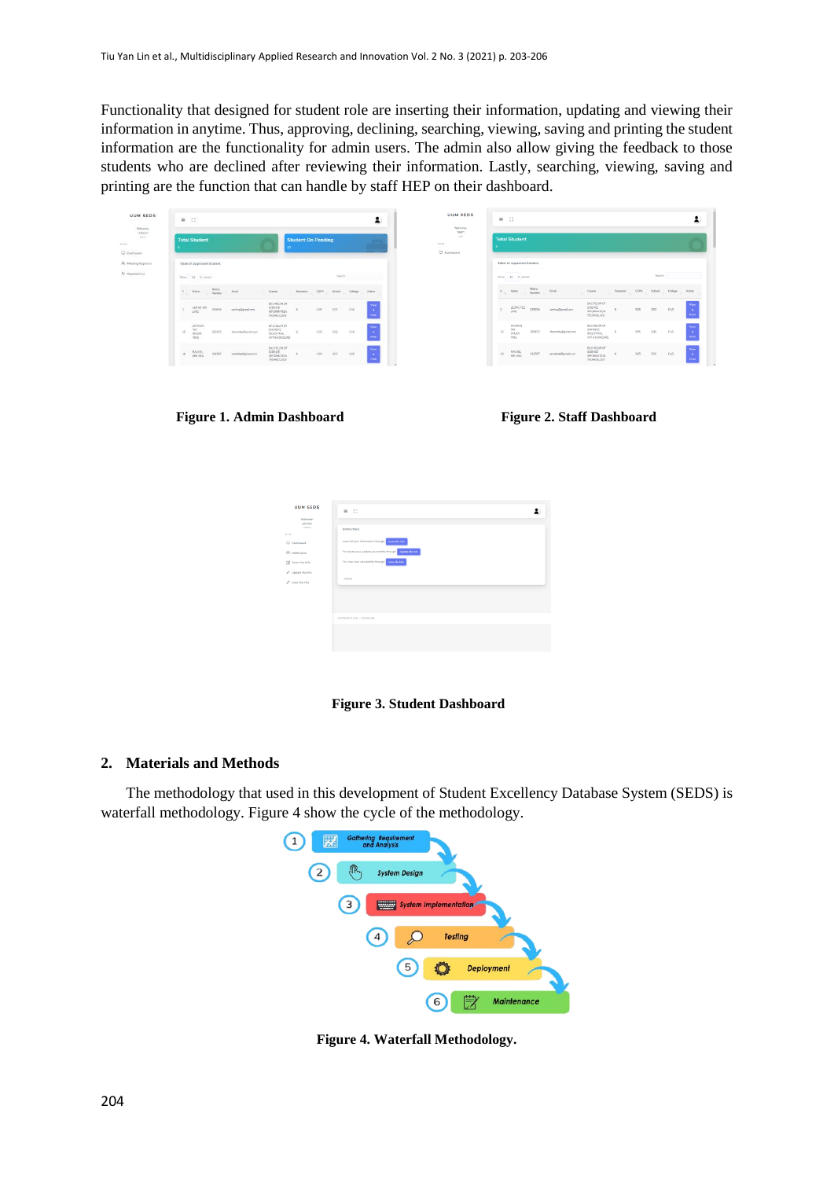Functionality that designed for student role are inserting their information, updating and viewing their information in anytime. Thus, approving, declining, searching, viewing, saving and printing the student information are the functionality for admin users. The admin also allow giving the feedback to those students who are declined after reviewing their information. Lastly, searching, viewing, saving and printing are the function that can handle by staff HEP on their dashboard.

**Figure 1. Admin Dashboard**

**Figure 2. Staff Dashboard**

**Figure 3. Student Dashboard**

## 2. Materials and Methods

The methodology that used in this development of Student Excellency Database System (SEDS) is waterfall methodology. Figure 4 show the cycle of the methodology.

**Figure 4. Waterfall Methodology.**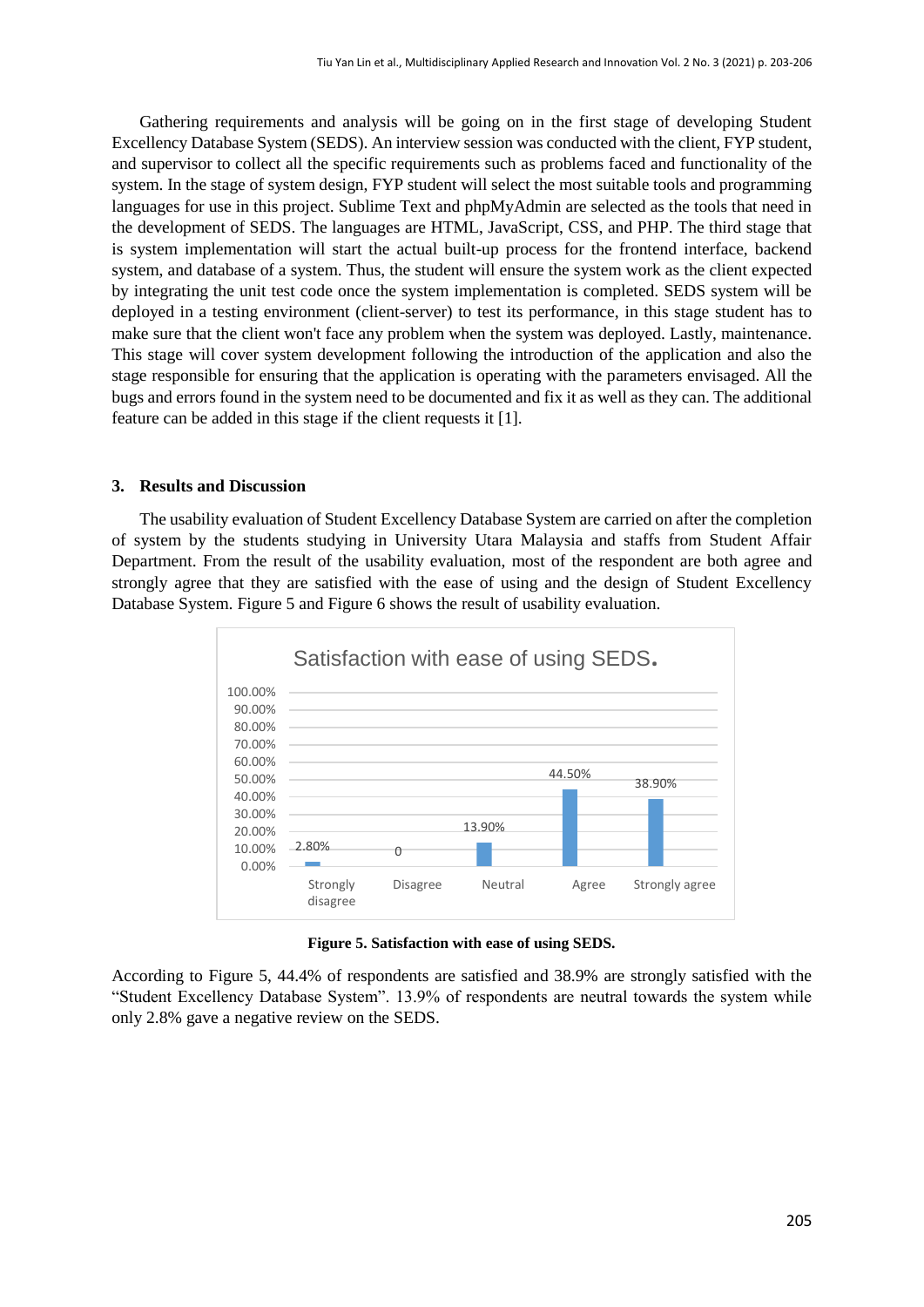Gathering requirements and analysis will be going on in the first stage of developing Student Excellency Database System (SEDS). An interview session was conducted with the client, FYP student, and supervisor to collect all the specific requirements such as problems faced and functionality of the system. In the stage of system design, FYP student will select the most suitable tools and programming languages for use in this project. Sublime Text and phpMyAdmin are selected as the tools that need in the development of SEDS. The languages are HTML, JavaScript, CSS, and PHP. The third stage that is system implementation will start the actual built-up process for the frontend interface, backend system, and database of a system. Thus, the student will ensure the system work as the client expected by integrating the unit test code once the system implementation is completed. SEDS system will be deployed in a testing environment (client-server) to test its performance, in this stage student has to make sure that the client won't face any problem when the system was deployed. Lastly, maintenance. This stage will cover system development following the introduction of the application and also the stage responsible for ensuring that the application is operating with the parameters envisaged. All the bugs and errors found in the system need to be documented and fix it as well as they can. The additional feature can be added in this stage if the client requests it [1].

## 3. Results and Discussion

The usability evaluation of Student Excellency Database System are carried on after the completion of system by the students studying in University Utara Malaysia and staffs from Student Affair Department. From the result of the usability evaluation, most of the respondent are both agree and strongly agree that they are satisfied with the ease of using and the design of Student Excellency Database System. Figure 5 and Figure 6 shows the result of usability evaluation.

**Figure 5. Satisfaction with ease of using SEDS.**

According to Figure 5, 44.4% of respondents are satisfied and 38.9% are strongly satisfied with the "Student Excellency Database System". 13.9% of respondents are neutral towards the system while only 2.8% gave a negative review on the SEDS.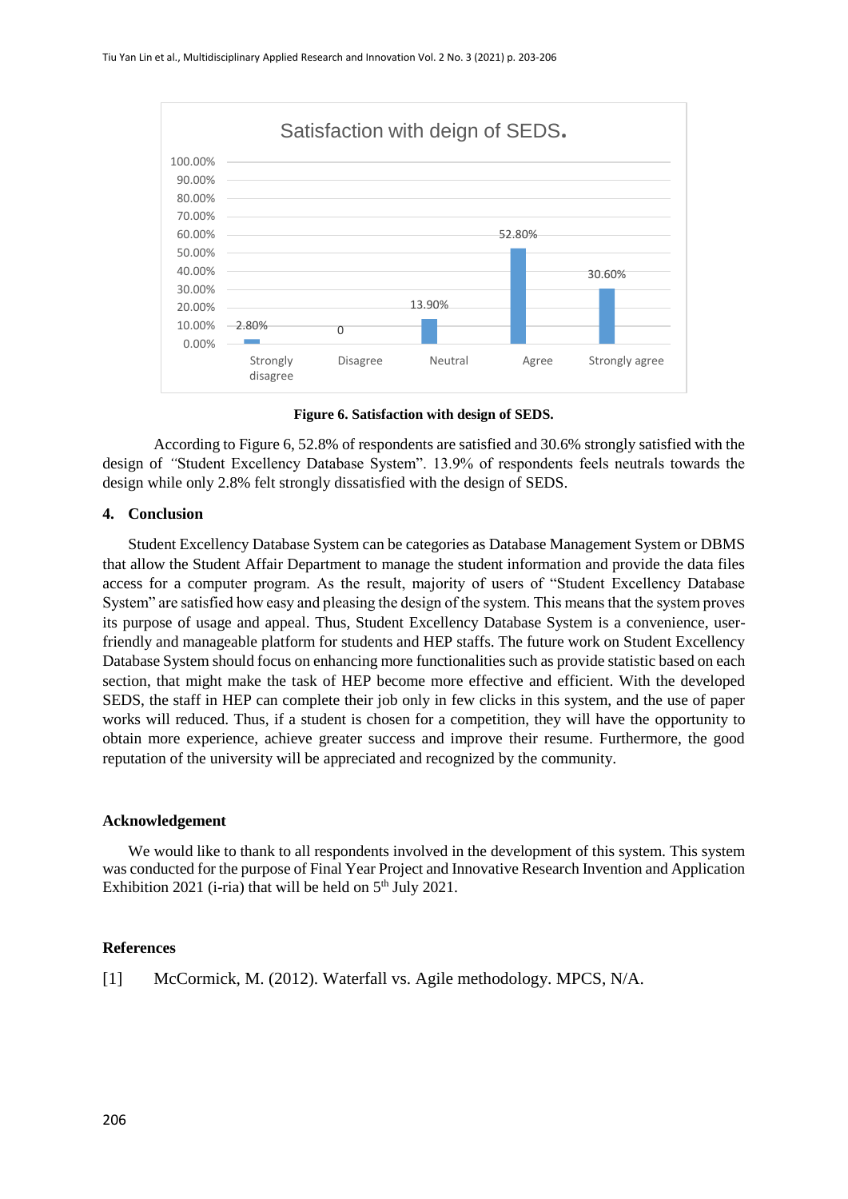Satisfaction with deign of SEDS.

100.00%
90.00%
80.00%
70.00%
60.00%
50.00%
40.00%
30.00%
20.00%
10.00%
0.00%

2.80%
0
13.90%
52.80%
30.60%

Strongly disagree
Disagree
Neutral
Agree
Strongly agree

**Figure 6. Satisfaction with design of SEDS.**

According to Figure 6, 52.8% of respondents are satisfied and 30.6% strongly satisfied with the design of "Student Excellency Database System". 13.9% of respondents feels neutrals towards the design while only 2.8% felt strongly dissatisfied with the design of SEDS.

## 4. Conclusion

Student Excellency Database System can be categories as Database Management System or DBMS that allow the Student Affair Department to manage the student information and provide the data files access for a computer program. As the result, majority of users of "Student Excellency Database System" are satisfied how easy and pleasing the design of the system. This means that the system proves its purpose of usage and appeal. Thus, Student Excellency Database System is a convenience, user-friendly and manageable platform for students and HEP staffs. The future work on Student Excellency Database System should focus on enhancing more functionalities such as provide statistic based on each section, that might make the task of HEP become more effective and efficient. With the developed SEDS, the staff in HEP can complete their job only in few clicks in this system, and the use of paper works will reduced. Thus, if a student is chosen for a competition, they will have the opportunity to obtain more experience, achieve greater success and improve their resume. Furthermore, the good reputation of the university will be appreciated and recognized by the community.

## Acknowledgement

We would like to thank to all respondents involved in the development of this system. This system was conducted for the purpose of Final Year Project and Innovative Research Invention and Application Exhibition 2021 (i-ria) that will be held on 5th July 2021.

## References

[1] McCormick, M. (2012). Waterfall vs. Agile methodology. MPCS, N/A.